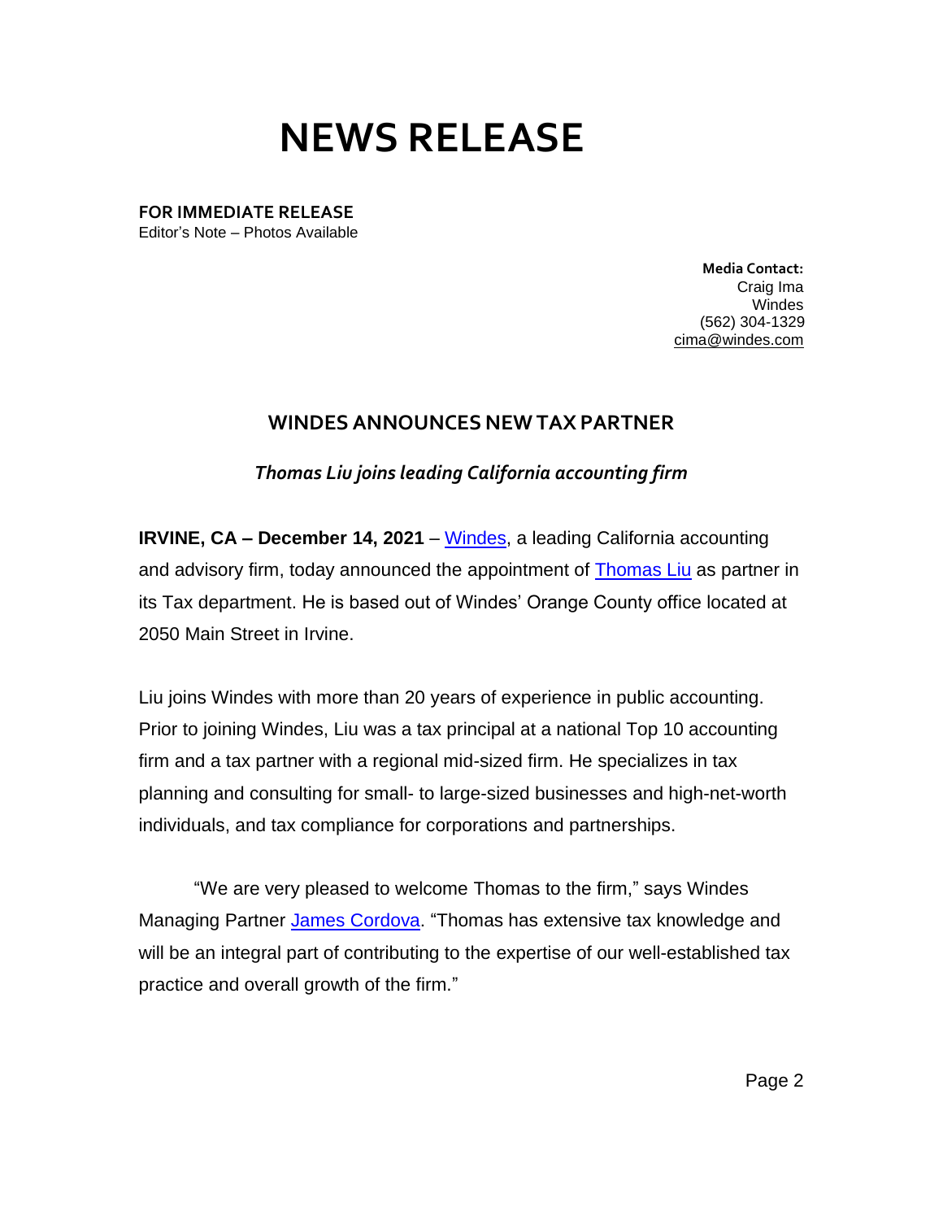# NEWS RELEASE

**FOR IMMEDIATE RELEASE**
Editor's Note – Photos Available

**Media Contact:**
Craig Ima
Windes
(562) 304-1329
cima@windes.com

## WINDES ANNOUNCES NEW TAX PARTNER

***Thomas Liu joins leading California accounting firm***

**IRVINE, CA – December 14, 2021** – Windes, a leading California accounting and advisory firm, today announced the appointment of Thomas Liu as partner in its Tax department. He is based out of Windes' Orange County office located at 2050 Main Street in Irvine.

Liu joins Windes with more than 20 years of experience in public accounting. Prior to joining Windes, Liu was a tax principal at a national Top 10 accounting firm and a tax partner with a regional mid-sized firm. He specializes in tax planning and consulting for small- to large-sized businesses and high-net-worth individuals, and tax compliance for corporations and partnerships.

"We are very pleased to welcome Thomas to the firm," says Windes Managing Partner James Cordova. "Thomas has extensive tax knowledge and will be an integral part of contributing to the expertise of our well-established tax practice and overall growth of the firm."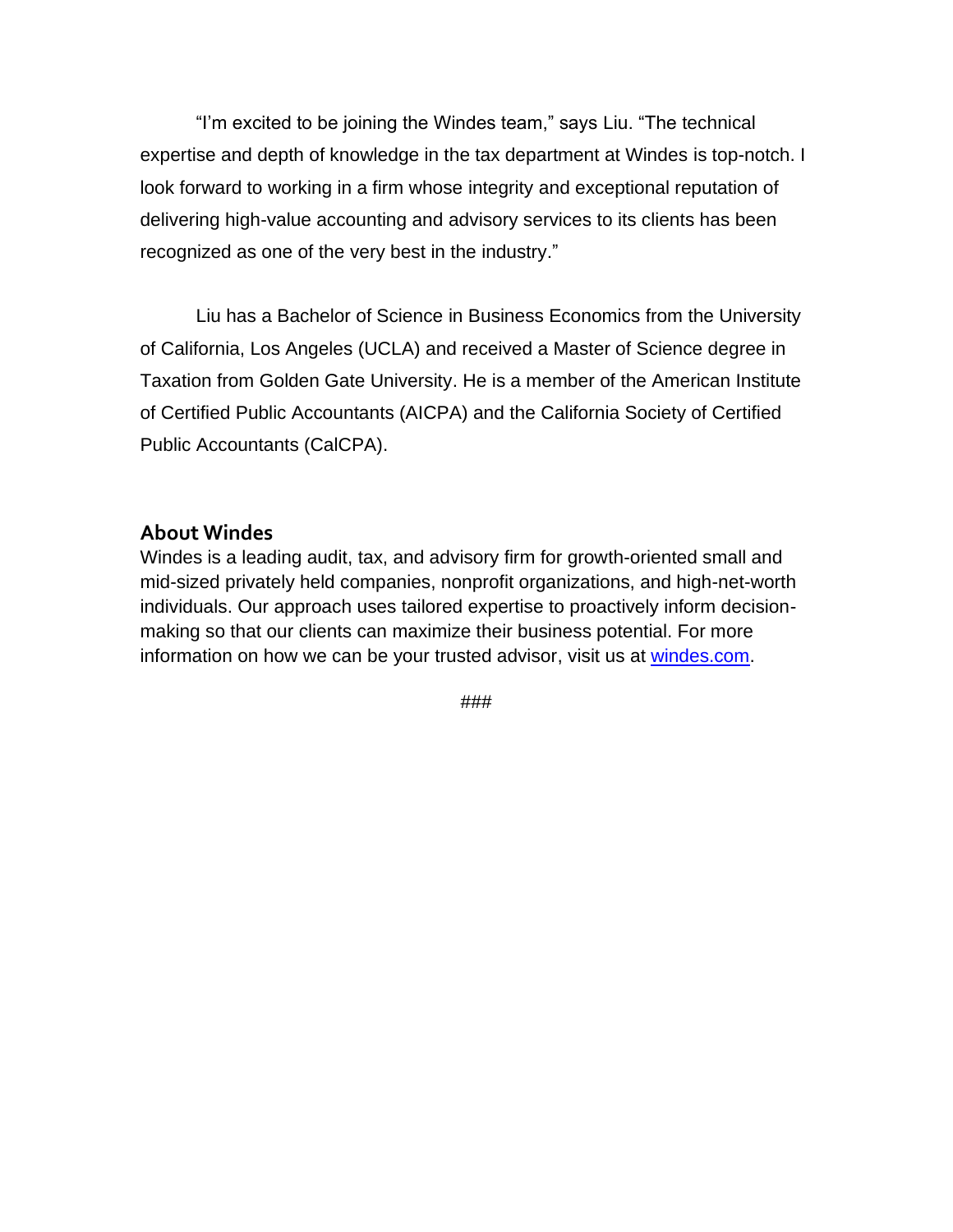"I'm excited to be joining the Windes team," says Liu. "The technical expertise and depth of knowledge in the tax department at Windes is top-notch. I look forward to working in a firm whose integrity and exceptional reputation of delivering high-value accounting and advisory services to its clients has been recognized as one of the very best in the industry."

Liu has a Bachelor of Science in Business Economics from the University of California, Los Angeles (UCLA) and received a Master of Science degree in Taxation from Golden Gate University. He is a member of the American Institute of Certified Public Accountants (AICPA) and the California Society of Certified Public Accountants (CalCPA).

## About Windes

Windes is a leading audit, tax, and advisory firm for growth-oriented small and mid-sized privately held companies, nonprofit organizations, and high-net-worth individuals. Our approach uses tailored expertise to proactively inform decision-making so that our clients can maximize their business potential. For more information on how we can be your trusted advisor, visit us at [windes.com](windes.com).

###